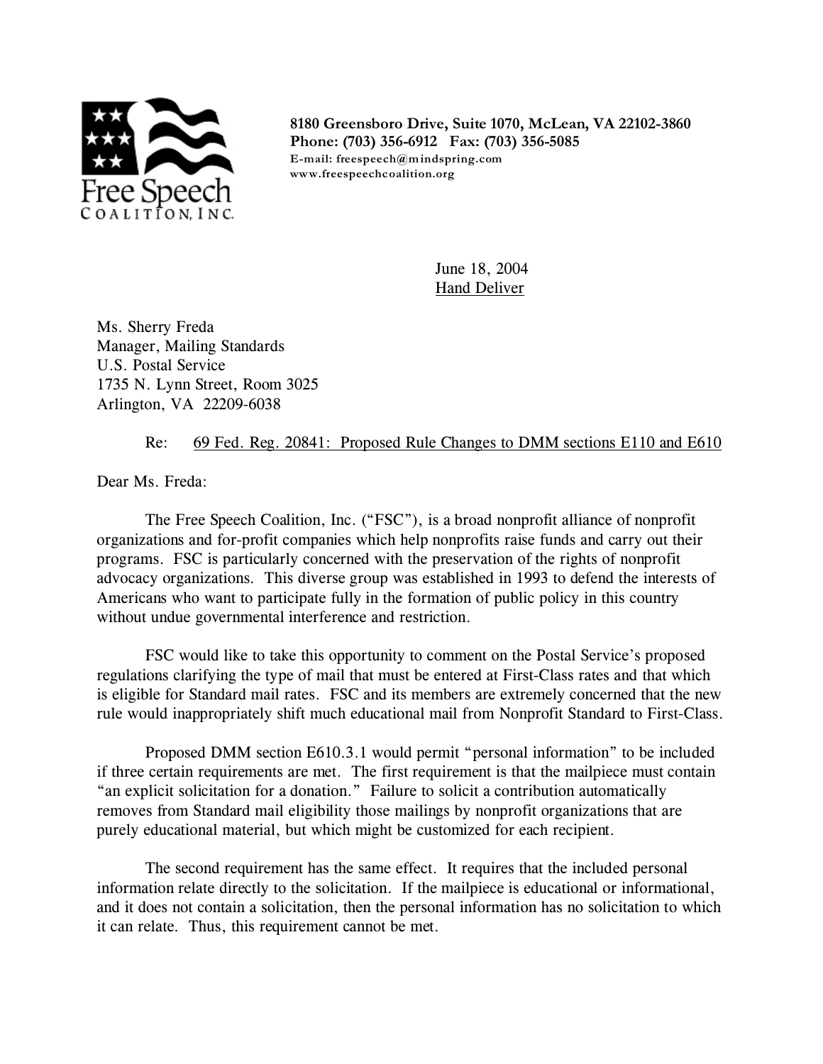Free Speech Coalition, Inc.

**8180 Greensboro Drive, Suite 1070, McLean, VA 22102-3860**
**Phone: (703) 356-6912 Fax: (703) 356-5085**
E-mail: freespeech@mindspring.com
www.freespeechcoalition.org

June 18, 2004
Hand Deliver

Ms. Sherry Freda
Manager, Mailing Standards
U.S. Postal Service
1735 N. Lynn Street, Room 3025
Arlington, VA 22209-6038

Re: 69 Fed. Reg. 20841: Proposed Rule Changes to DMM sections E110 and E610

Dear Ms. Freda:

The Free Speech Coalition, Inc. ("FSC"), is a broad nonprofit alliance of nonprofit organizations and for-profit companies which help nonprofits raise funds and carry out their programs. FSC is particularly concerned with the preservation of the rights of nonprofit advocacy organizations. This diverse group was established in 1993 to defend the interests of Americans who want to participate fully in the formation of public policy in this country without undue governmental interference and restriction.

FSC would like to take this opportunity to comment on the Postal Service's proposed regulations clarifying the type of mail that must be entered at First-Class rates and that which is eligible for Standard mail rates. FSC and its members are extremely concerned that the new rule would inappropriately shift much educational mail from Nonprofit Standard to First-Class.

Proposed DMM section E610.3.1 would permit "personal information" to be included if three certain requirements are met. The first requirement is that the mailpiece must contain "an explicit solicitation for a donation." Failure to solicit a contribution automatically removes from Standard mail eligibility those mailings by nonprofit organizations that are purely educational material, but which might be customized for each recipient.

The second requirement has the same effect. It requires that the included personal information relate directly to the solicitation. If the mailpiece is educational or informational, and it does not contain a solicitation, then the personal information has no solicitation to which it can relate. Thus, this requirement cannot be met.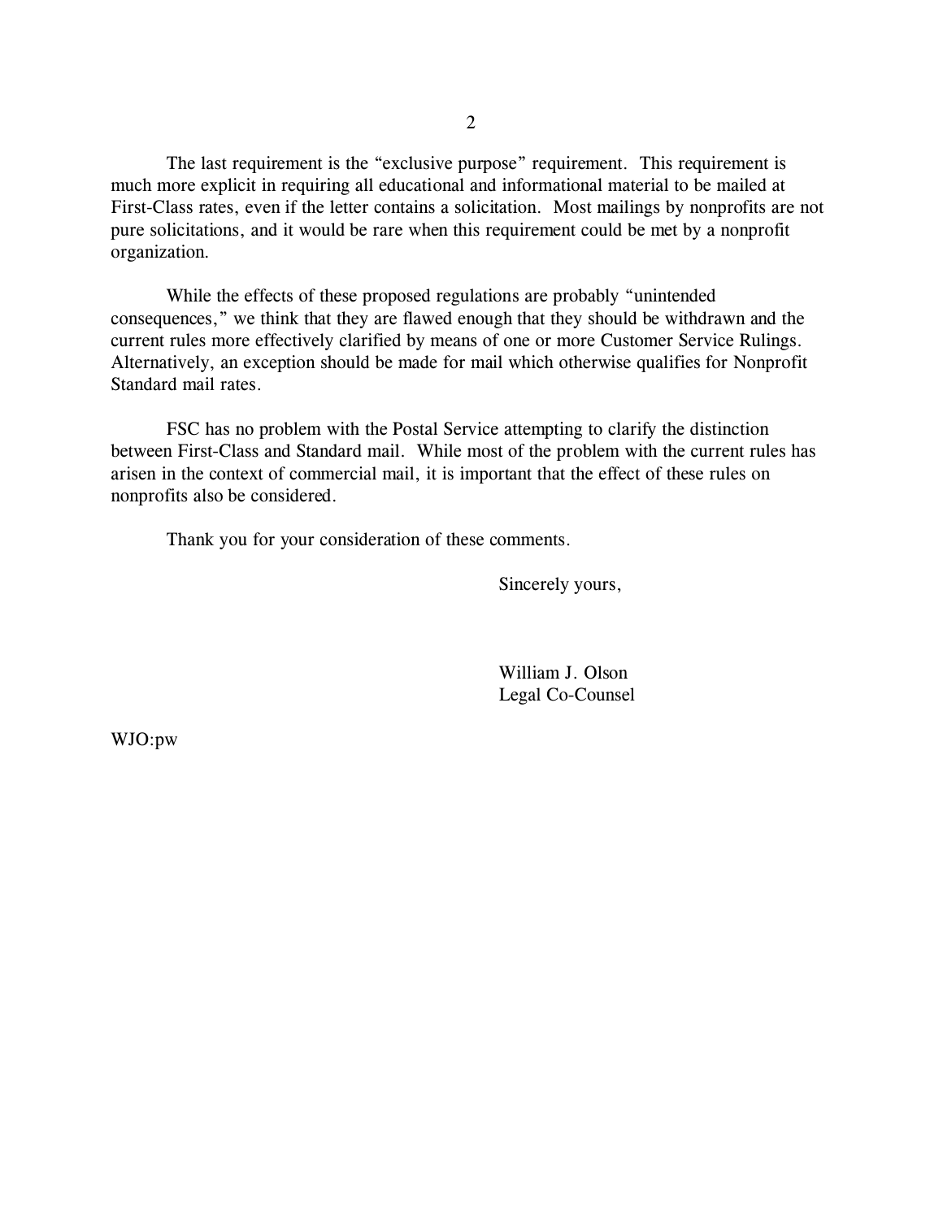The last requirement is the "exclusive purpose" requirement. This requirement is much more explicit in requiring all educational and informational material to be mailed at First-Class rates, even if the letter contains a solicitation. Most mailings by nonprofits are not pure solicitations, and it would be rare when this requirement could be met by a nonprofit organization.

While the effects of these proposed regulations are probably "unintended consequences," we think that they are flawed enough that they should be withdrawn and the current rules more effectively clarified by means of one or more Customer Service Rulings. Alternatively, an exception should be made for mail which otherwise qualifies for Nonprofit Standard mail rates.

FSC has no problem with the Postal Service attempting to clarify the distinction between First-Class and Standard mail. While most of the problem with the current rules has arisen in the context of commercial mail, it is important that the effect of these rules on nonprofits also be considered.

Thank you for your consideration of these comments.

Sincerely yours,

William J. Olson
Legal Co-Counsel

WJO:pw